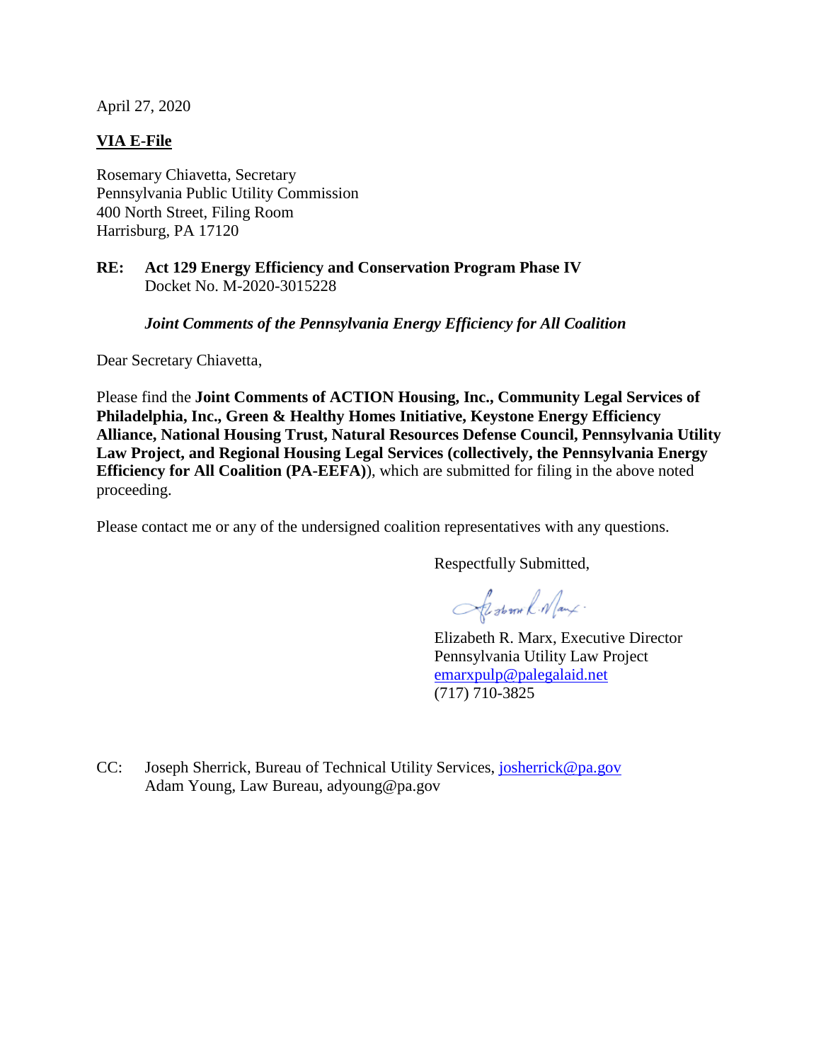April 27, 2020

**VIA E-File**

Rosemary Chiavetta, Secretary
Pennsylvania Public Utility Commission
400 North Street, Filing Room
Harrisburg, PA 17120

**RE: Act 129 Energy Efficiency and Conservation Program Phase IV**
Docket No. M-2020-3015228

***Joint Comments of the Pennsylvania Energy Efficiency for All Coalition***

Dear Secretary Chiavetta,

Please find the **Joint Comments of ACTION Housing, Inc., Community Legal Services of Philadelphia, Inc., Green & Healthy Homes Initiative, Keystone Energy Efficiency Alliance, National Housing Trust, Natural Resources Defense Council, Pennsylvania Utility Law Project, and Regional Housing Legal Services (collectively, the Pennsylvania Energy Efficiency for All Coalition (PA-EEFA)**), which are submitted for filing in the above noted proceeding.

Please contact me or any of the undersigned coalition representatives with any questions.

Respectfully Submitted,

Elizabeth R. Marx, Executive Director
Pennsylvania Utility Law Project
emarxpulp@palegalaid.net
(717) 710-3825

CC: Joseph Sherrick, Bureau of Technical Utility Services, josherrick@pa.gov
Adam Young, Law Bureau, adyoung@pa.gov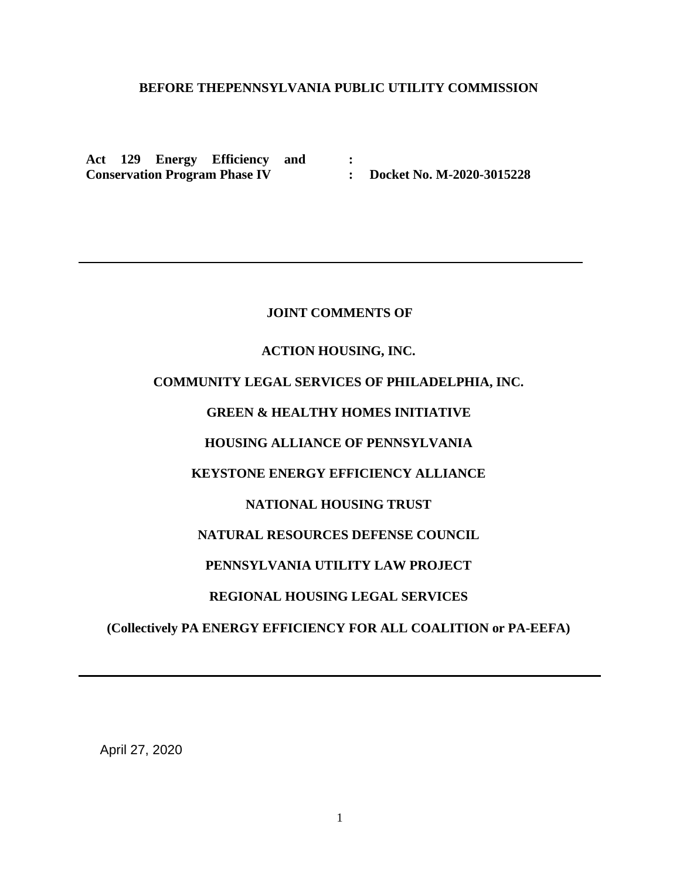**BEFORE THEPENNSYLVANIA PUBLIC UTILITY COMMISSION**

| **Act 129 Energy Efficiency and Conservation Program Phase IV** | **:** <br> **:** | **Docket No. M-2020-3015228** |
|---|---|---|

---

**JOINT COMMENTS OF**

**ACTION HOUSING, INC.**

**COMMUNITY LEGAL SERVICES OF PHILADELPHIA, INC.**

**GREEN & HEALTHY HOMES INITIATIVE**

**HOUSING ALLIANCE OF PENNSYLVANIA**

**KEYSTONE ENERGY EFFICIENCY ALLIANCE**

**NATIONAL HOUSING TRUST**

**NATURAL RESOURCES DEFENSE COUNCIL**

**PENNSYLVANIA UTILITY LAW PROJECT**

**REGIONAL HOUSING LEGAL SERVICES**

**(Collectively PA ENERGY EFFICIENCY FOR ALL COALITION or PA-EEFA)**

---

April 27, 2020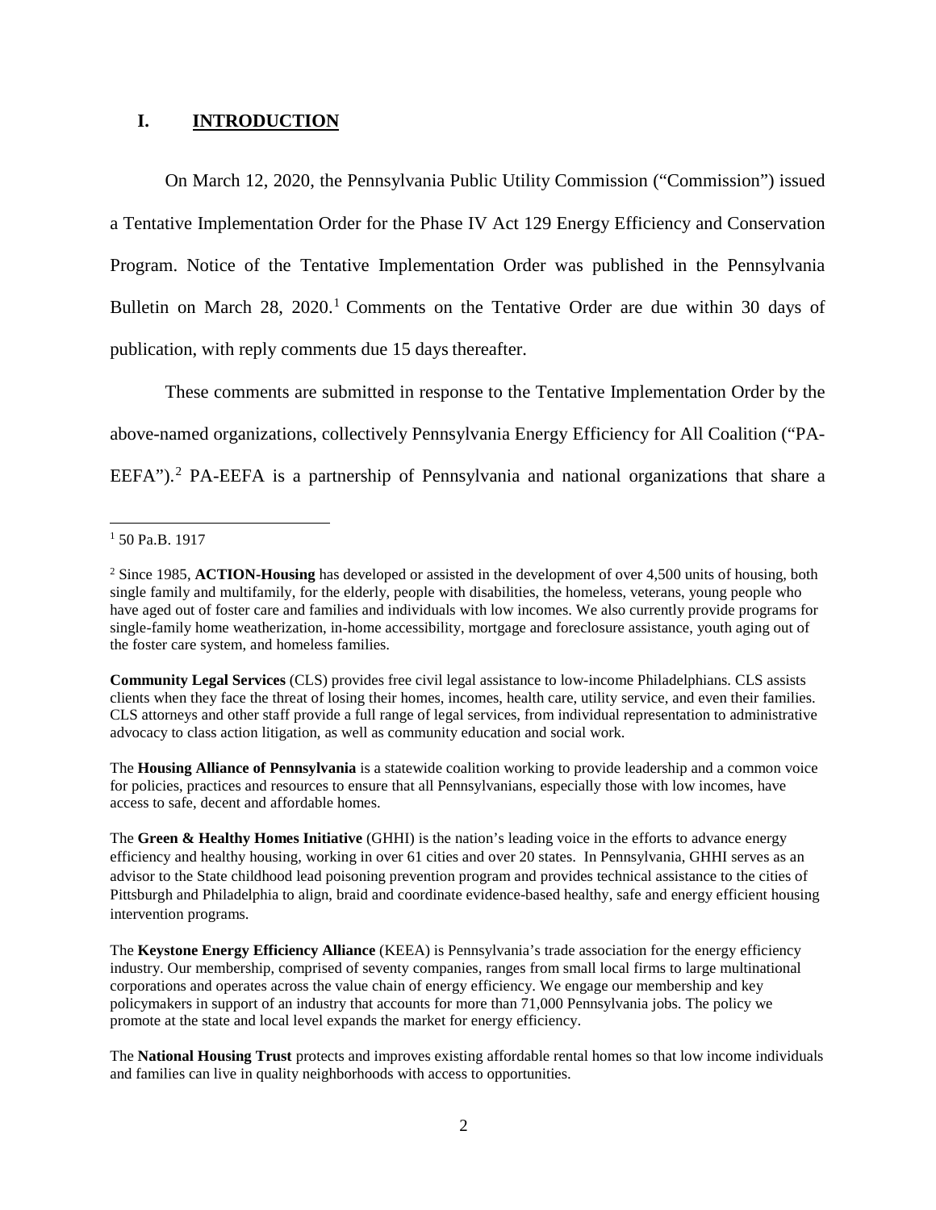## I. INTRODUCTION

On March 12, 2020, the Pennsylvania Public Utility Commission ("Commission") issued a Tentative Implementation Order for the Phase IV Act 129 Energy Efficiency and Conservation Program. Notice of the Tentative Implementation Order was published in the Pennsylvania Bulletin on March 28, 2020.[1] Comments on the Tentative Order are due within 30 days of publication, with reply comments due 15 days thereafter.

These comments are submitted in response to the Tentative Implementation Order by the above-named organizations, collectively Pennsylvania Energy Efficiency for All Coalition ("PA-EEFA").[2] PA-EEFA is a partnership of Pennsylvania and national organizations that share a

---

[1] 50 Pa.B. 1917

[2] Since 1985, **ACTION-Housing** has developed or assisted in the development of over 4,500 units of housing, both single family and multifamily, for the elderly, people with disabilities, the homeless, veterans, young people who have aged out of foster care and families and individuals with low incomes. We also currently provide programs for single-family home weatherization, in-home accessibility, mortgage and foreclosure assistance, youth aging out of the foster care system, and homeless families.

**Community Legal Services** (CLS) provides free civil legal assistance to low-income Philadelphians. CLS assists clients when they face the threat of losing their homes, incomes, health care, utility service, and even their families. CLS attorneys and other staff provide a full range of legal services, from individual representation to administrative advocacy to class action litigation, as well as community education and social work.

The **Housing Alliance of Pennsylvania** is a statewide coalition working to provide leadership and a common voice for policies, practices and resources to ensure that all Pennsylvanians, especially those with low incomes, have access to safe, decent and affordable homes.

The **Green & Healthy Homes Initiative** (GHHI) is the nation's leading voice in the efforts to advance energy efficiency and healthy housing, working in over 61 cities and over 20 states. In Pennsylvania, GHHI serves as an advisor to the State childhood lead poisoning prevention program and provides technical assistance to the cities of Pittsburgh and Philadelphia to align, braid and coordinate evidence-based healthy, safe and energy efficient housing intervention programs.

The **Keystone Energy Efficiency Alliance** (KEEA) is Pennsylvania's trade association for the energy efficiency industry. Our membership, comprised of seventy companies, ranges from small local firms to large multinational corporations and operates across the value chain of energy efficiency. We engage our membership and key policymakers in support of an industry that accounts for more than 71,000 Pennsylvania jobs. The policy we promote at the state and local level expands the market for energy efficiency.

The **National Housing Trust** protects and improves existing affordable rental homes so that low income individuals and families can live in quality neighborhoods with access to opportunities.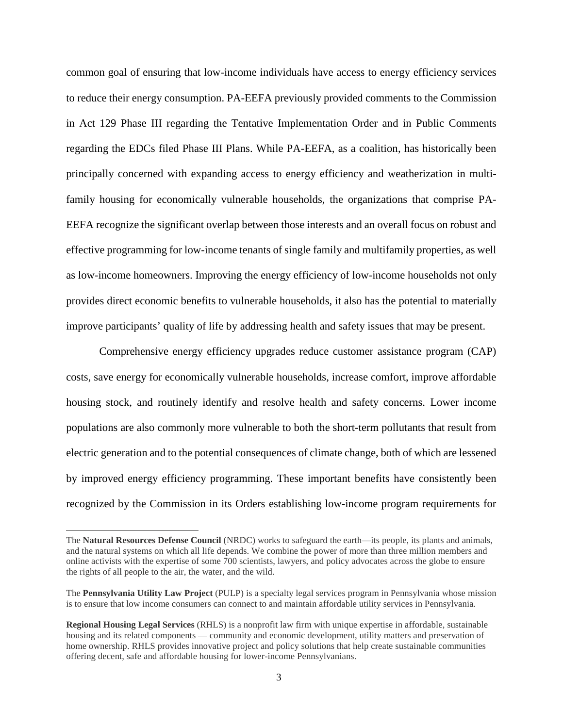common goal of ensuring that low-income individuals have access to energy efficiency services to reduce their energy consumption. PA-EEFA previously provided comments to the Commission in Act 129 Phase III regarding the Tentative Implementation Order and in Public Comments regarding the EDCs filed Phase III Plans. While PA-EEFA, as a coalition, has historically been principally concerned with expanding access to energy efficiency and weatherization in multi-family housing for economically vulnerable households, the organizations that comprise PA-EEFA recognize the significant overlap between those interests and an overall focus on robust and effective programming for low-income tenants of single family and multifamily properties, as well as low-income homeowners. Improving the energy efficiency of low-income households not only provides direct economic benefits to vulnerable households, it also has the potential to materially improve participants' quality of life by addressing health and safety issues that may be present.

Comprehensive energy efficiency upgrades reduce customer assistance program (CAP) costs, save energy for economically vulnerable households, increase comfort, improve affordable housing stock, and routinely identify and resolve health and safety concerns. Lower income populations are also commonly more vulnerable to both the short-term pollutants that result from electric generation and to the potential consequences of climate change, both of which are lessened by improved energy efficiency programming. These important benefits have consistently been recognized by the Commission in its Orders establishing low-income program requirements for

---

The **Natural Resources Defense Council** (NRDC) works to safeguard the earth—its people, its plants and animals, and the natural systems on which all life depends. We combine the power of more than three million members and online activists with the expertise of some 700 scientists, lawyers, and policy advocates across the globe to ensure the rights of all people to the air, the water, and the wild.

The **Pennsylvania Utility Law Project** (PULP) is a specialty legal services program in Pennsylvania whose mission is to ensure that low income consumers can connect to and maintain affordable utility services in Pennsylvania.

**Regional Housing Legal Services** (RHLS) is a nonprofit law firm with unique expertise in affordable, sustainable housing and its related components — community and economic development, utility matters and preservation of home ownership. RHLS provides innovative project and policy solutions that help create sustainable communities offering decent, safe and affordable housing for lower-income Pennsylvanians.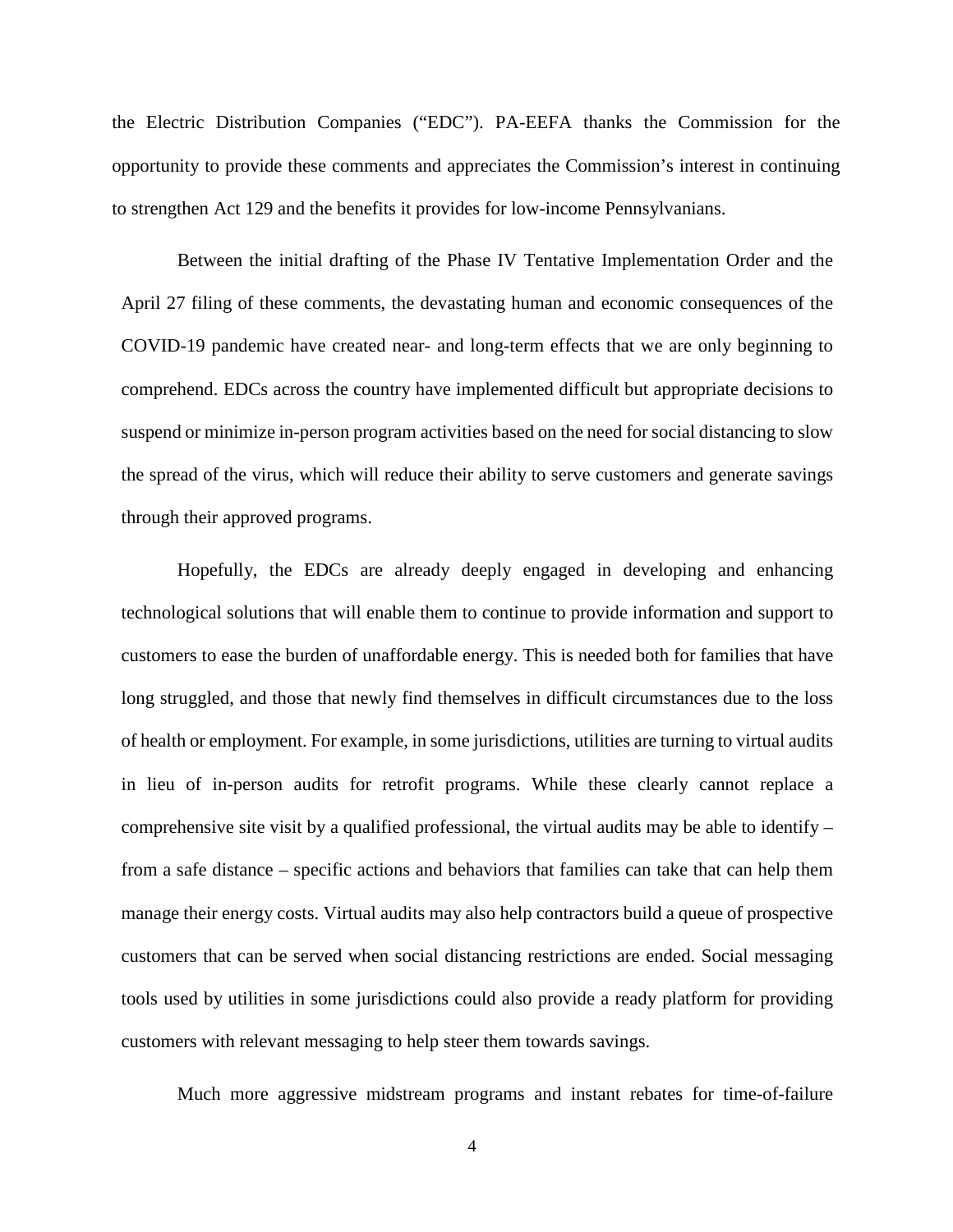the Electric Distribution Companies ("EDC"). PA-EEFA thanks the Commission for the opportunity to provide these comments and appreciates the Commission's interest in continuing to strengthen Act 129 and the benefits it provides for low-income Pennsylvanians.

Between the initial drafting of the Phase IV Tentative Implementation Order and the April 27 filing of these comments, the devastating human and economic consequences of the COVID-19 pandemic have created near- and long-term effects that we are only beginning to comprehend. EDCs across the country have implemented difficult but appropriate decisions to suspend or minimize in-person program activities based on the need for social distancing to slow the spread of the virus, which will reduce their ability to serve customers and generate savings through their approved programs.

Hopefully, the EDCs are already deeply engaged in developing and enhancing technological solutions that will enable them to continue to provide information and support to customers to ease the burden of unaffordable energy. This is needed both for families that have long struggled, and those that newly find themselves in difficult circumstances due to the loss of health or employment. For example, in some jurisdictions, utilities are turning to virtual audits in lieu of in-person audits for retrofit programs. While these clearly cannot replace a comprehensive site visit by a qualified professional, the virtual audits may be able to identify – from a safe distance – specific actions and behaviors that families can take that can help them manage their energy costs. Virtual audits may also help contractors build a queue of prospective customers that can be served when social distancing restrictions are ended. Social messaging tools used by utilities in some jurisdictions could also provide a ready platform for providing customers with relevant messaging to help steer them towards savings.

Much more aggressive midstream programs and instant rebates for time-of-failure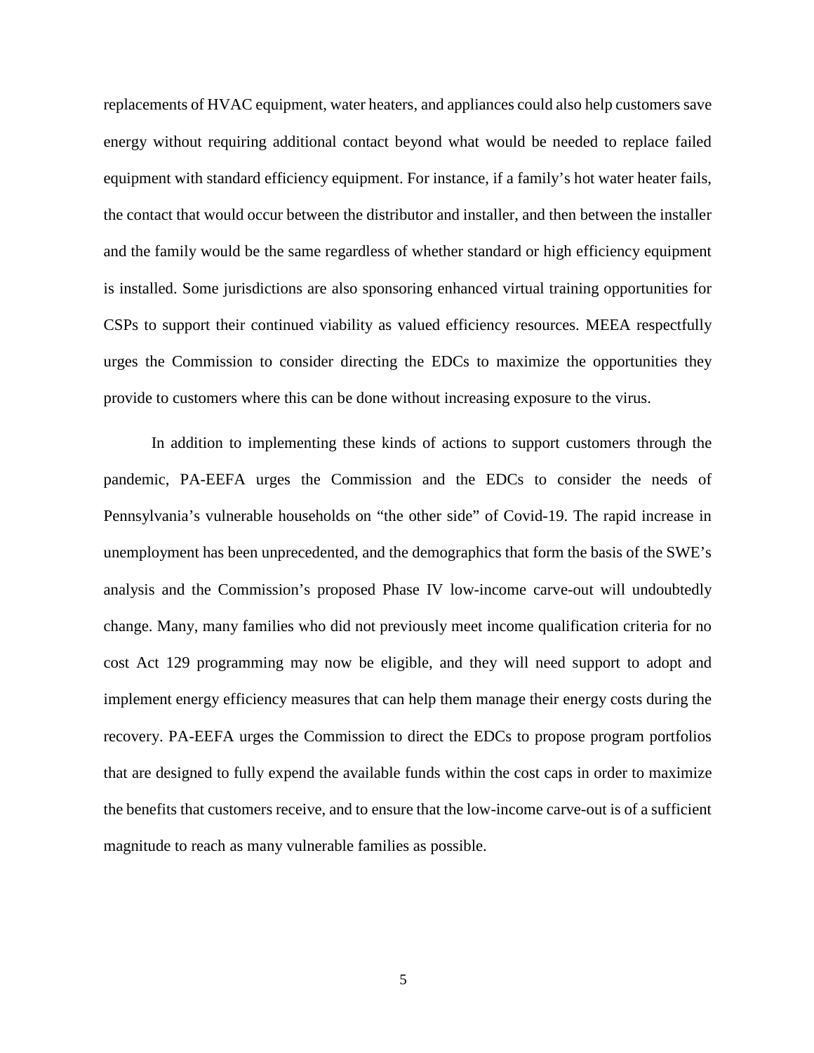replacements of HVAC equipment, water heaters, and appliances could also help customers save energy without requiring additional contact beyond what would be needed to replace failed equipment with standard efficiency equipment. For instance, if a family's hot water heater fails, the contact that would occur between the distributor and installer, and then between the installer and the family would be the same regardless of whether standard or high efficiency equipment is installed. Some jurisdictions are also sponsoring enhanced virtual training opportunities for CSPs to support their continued viability as valued efficiency resources. MEEA respectfully urges the Commission to consider directing the EDCs to maximize the opportunities they provide to customers where this can be done without increasing exposure to the virus.

In addition to implementing these kinds of actions to support customers through the pandemic, PA-EEFA urges the Commission and the EDCs to consider the needs of Pennsylvania's vulnerable households on "the other side" of Covid-19. The rapid increase in unemployment has been unprecedented, and the demographics that form the basis of the SWE's analysis and the Commission's proposed Phase IV low-income carve-out will undoubtedly change. Many, many families who did not previously meet income qualification criteria for no cost Act 129 programming may now be eligible, and they will need support to adopt and implement energy efficiency measures that can help them manage their energy costs during the recovery. PA-EEFA urges the Commission to direct the EDCs to propose program portfolios that are designed to fully expend the available funds within the cost caps in order to maximize the benefits that customers receive, and to ensure that the low-income carve-out is of a sufficient magnitude to reach as many vulnerable families as possible.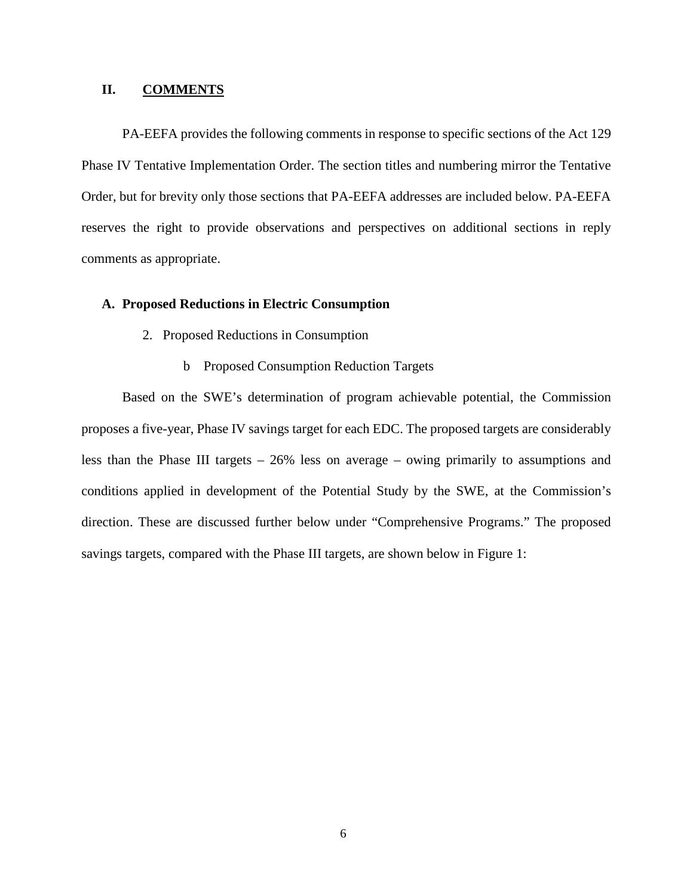## II. COMMENTS

PA-EEFA provides the following comments in response to specific sections of the Act 129 Phase IV Tentative Implementation Order. The section titles and numbering mirror the Tentative Order, but for brevity only those sections that PA-EEFA addresses are included below. PA-EEFA reserves the right to provide observations and perspectives on additional sections in reply comments as appropriate.

### A. Proposed Reductions in Electric Consumption

#### 2. Proposed Reductions in Consumption

##### b Proposed Consumption Reduction Targets

Based on the SWE's determination of program achievable potential, the Commission proposes a five-year, Phase IV savings target for each EDC. The proposed targets are considerably less than the Phase III targets – 26% less on average – owing primarily to assumptions and conditions applied in development of the Potential Study by the SWE, at the Commission's direction. These are discussed further below under "Comprehensive Programs." The proposed savings targets, compared with the Phase III targets, are shown below in Figure 1: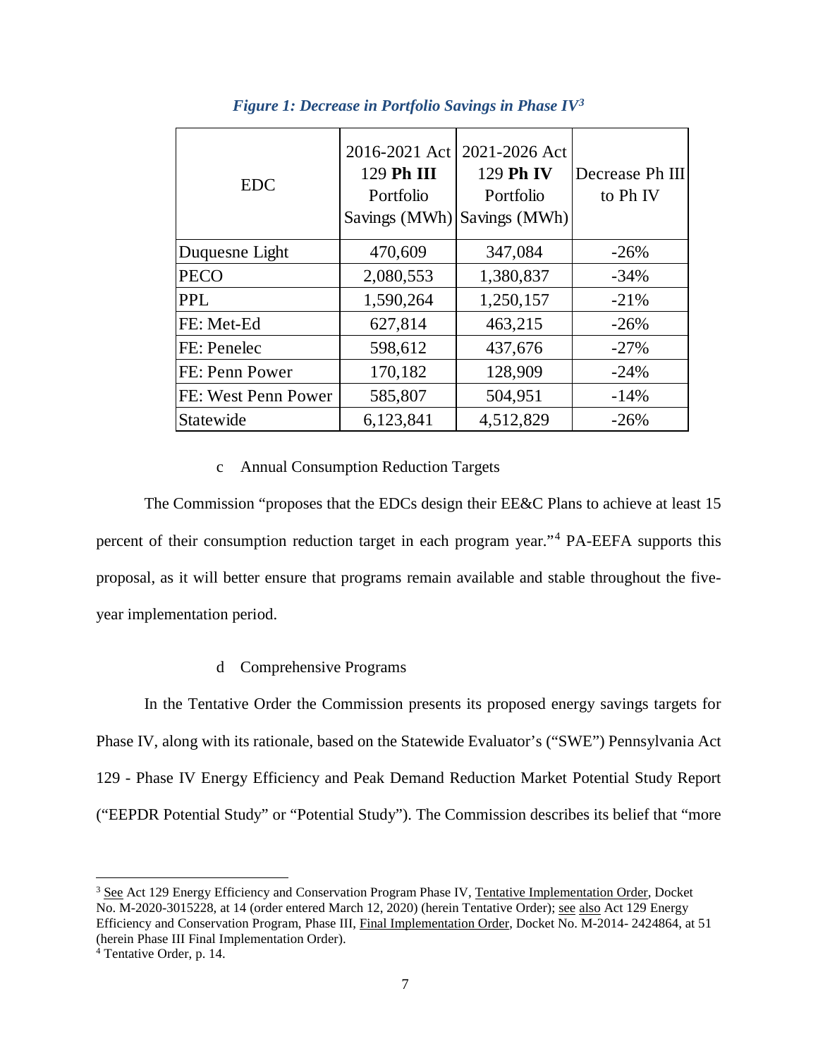*Figure 1: Decrease in Portfolio Savings in Phase IV*[3]

| EDC | 2016-2021 Act 129 **Ph III** Portfolio Savings (MWh) | 2021-2026 Act 129 **Ph IV** Portfolio Savings (MWh) | Decrease Ph III to Ph IV |
|---|---|---|---|
| Duquesne Light | 470,609 | 347,084 | -26% |
| PECO | 2,080,553 | 1,380,837 | -34% |
| PPL | 1,590,264 | 1,250,157 | -21% |
| FE: Met-Ed | 627,814 | 463,215 | -26% |
| FE: Penelec | 598,612 | 437,676 | -27% |
| FE: Penn Power | 170,182 | 128,909 | -24% |
| FE: West Penn Power | 585,807 | 504,951 | -14% |
| Statewide | 6,123,841 | 4,512,829 | -26% |

c Annual Consumption Reduction Targets

The Commission "proposes that the EDCs design their EE&C Plans to achieve at least 15 percent of their consumption reduction target in each program year."[4] PA-EEFA supports this proposal, as it will better ensure that programs remain available and stable throughout the five-year implementation period.

d Comprehensive Programs

In the Tentative Order the Commission presents its proposed energy savings targets for Phase IV, along with its rationale, based on the Statewide Evaluator's ("SWE") Pennsylvania Act 129 - Phase IV Energy Efficiency and Peak Demand Reduction Market Potential Study Report ("EEPDR Potential Study" or "Potential Study"). The Commission describes its belief that "more

---

[3] See Act 129 Energy Efficiency and Conservation Program Phase IV, Tentative Implementation Order, Docket No. M-2020-3015228, at 14 (order entered March 12, 2020) (herein Tentative Order); see also Act 129 Energy Efficiency and Conservation Program, Phase III, Final Implementation Order, Docket No. M-2014- 2424864, at 51 (herein Phase III Final Implementation Order).

[4] Tentative Order, p. 14.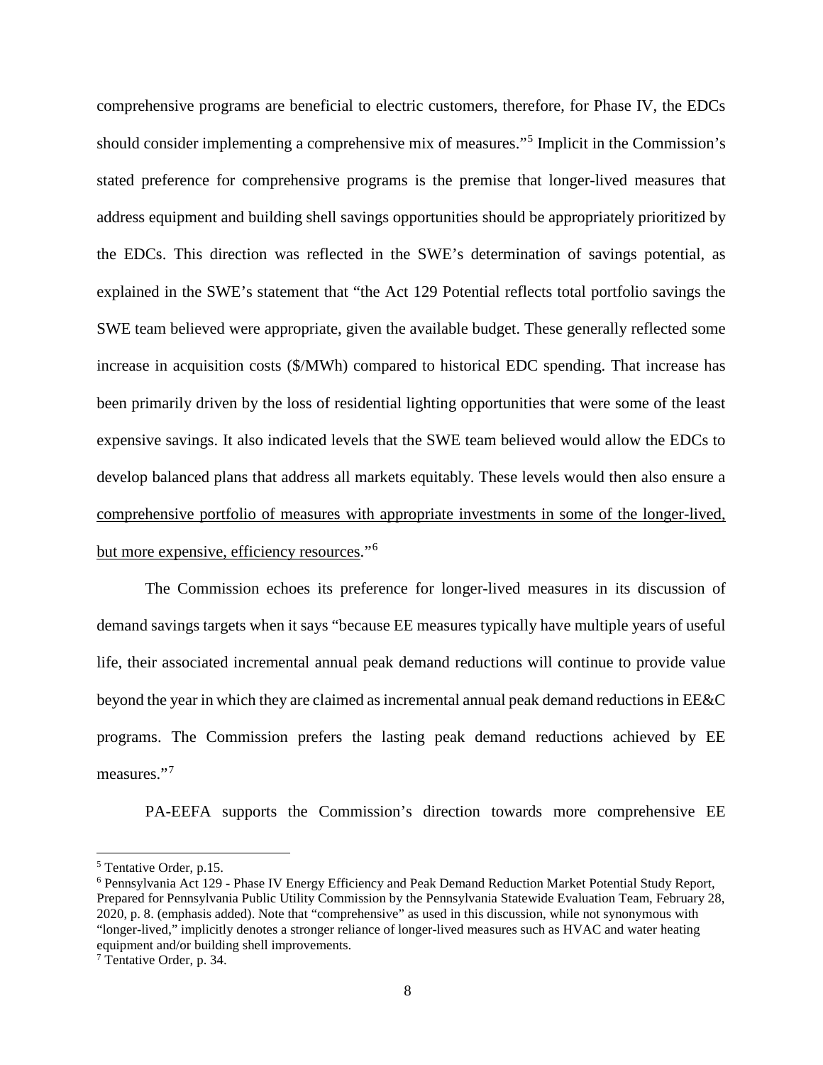comprehensive programs are beneficial to electric customers, therefore, for Phase IV, the EDCs should consider implementing a comprehensive mix of measures."[5] Implicit in the Commission's stated preference for comprehensive programs is the premise that longer-lived measures that address equipment and building shell savings opportunities should be appropriately prioritized by the EDCs. This direction was reflected in the SWE's determination of savings potential, as explained in the SWE's statement that "the Act 129 Potential reflects total portfolio savings the SWE team believed were appropriate, given the available budget. These generally reflected some increase in acquisition costs ($/MWh) compared to historical EDC spending. That increase has been primarily driven by the loss of residential lighting opportunities that were some of the least expensive savings. It also indicated levels that the SWE team believed would allow the EDCs to develop balanced plans that address all markets equitably. These levels would then also ensure a <u>comprehensive portfolio of measures with appropriate investments in some of the longer-lived, but more expensive, efficiency resources</u>."[6]

The Commission echoes its preference for longer-lived measures in its discussion of demand savings targets when it says "because EE measures typically have multiple years of useful life, their associated incremental annual peak demand reductions will continue to provide value beyond the year in which they are claimed as incremental annual peak demand reductions in EE&C programs. The Commission prefers the lasting peak demand reductions achieved by EE measures."[7]

PA-EEFA supports the Commission's direction towards more comprehensive EE

---

[5] Tentative Order, p.15.

[6] Pennsylvania Act 129 - Phase IV Energy Efficiency and Peak Demand Reduction Market Potential Study Report, Prepared for Pennsylvania Public Utility Commission by the Pennsylvania Statewide Evaluation Team, February 28, 2020, p. 8. (emphasis added). Note that "comprehensive" as used in this discussion, while not synonymous with "longer-lived," implicitly denotes a stronger reliance of longer-lived measures such as HVAC and water heating equipment and/or building shell improvements.

[7] Tentative Order, p. 34.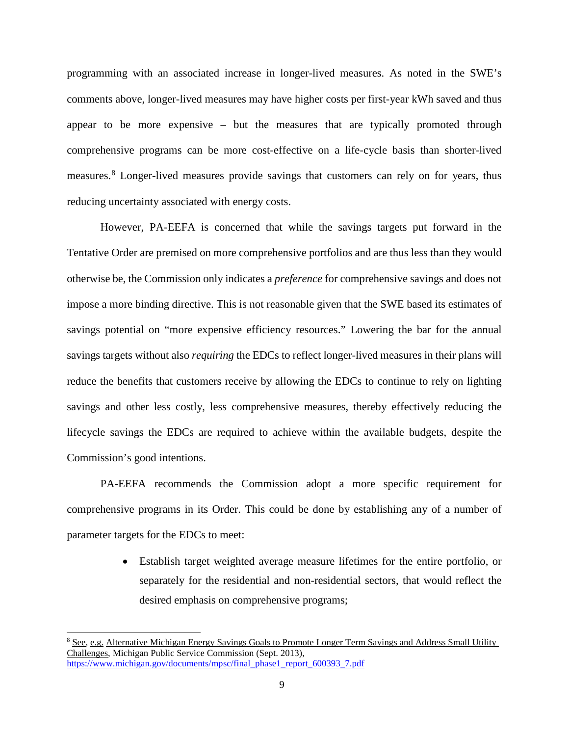programming with an associated increase in longer-lived measures. As noted in the SWE's comments above, longer-lived measures may have higher costs per first-year kWh saved and thus appear to be more expensive – but the measures that are typically promoted through comprehensive programs can be more cost-effective on a life-cycle basis than shorter-lived measures.[8] Longer-lived measures provide savings that customers can rely on for years, thus reducing uncertainty associated with energy costs.

However, PA-EEFA is concerned that while the savings targets put forward in the Tentative Order are premised on more comprehensive portfolios and are thus less than they would otherwise be, the Commission only indicates a *preference* for comprehensive savings and does not impose a more binding directive. This is not reasonable given that the SWE based its estimates of savings potential on "more expensive efficiency resources." Lowering the bar for the annual savings targets without also *requiring* the EDCs to reflect longer-lived measures in their plans will reduce the benefits that customers receive by allowing the EDCs to continue to rely on lighting savings and other less costly, less comprehensive measures, thereby effectively reducing the lifecycle savings the EDCs are required to achieve within the available budgets, despite the Commission's good intentions.

PA-EEFA recommends the Commission adopt a more specific requirement for comprehensive programs in its Order. This could be done by establishing any of a number of parameter targets for the EDCs to meet:

- Establish target weighted average measure lifetimes for the entire portfolio, or separately for the residential and non-residential sectors, that would reflect the desired emphasis on comprehensive programs;

---

[8] See, e.g. Alternative Michigan Energy Savings Goals to Promote Longer Term Savings and Address Small Utility Challenges, Michigan Public Service Commission (Sept. 2013), https://www.michigan.gov/documents/mpsc/final_phase1_report_600393_7.pdf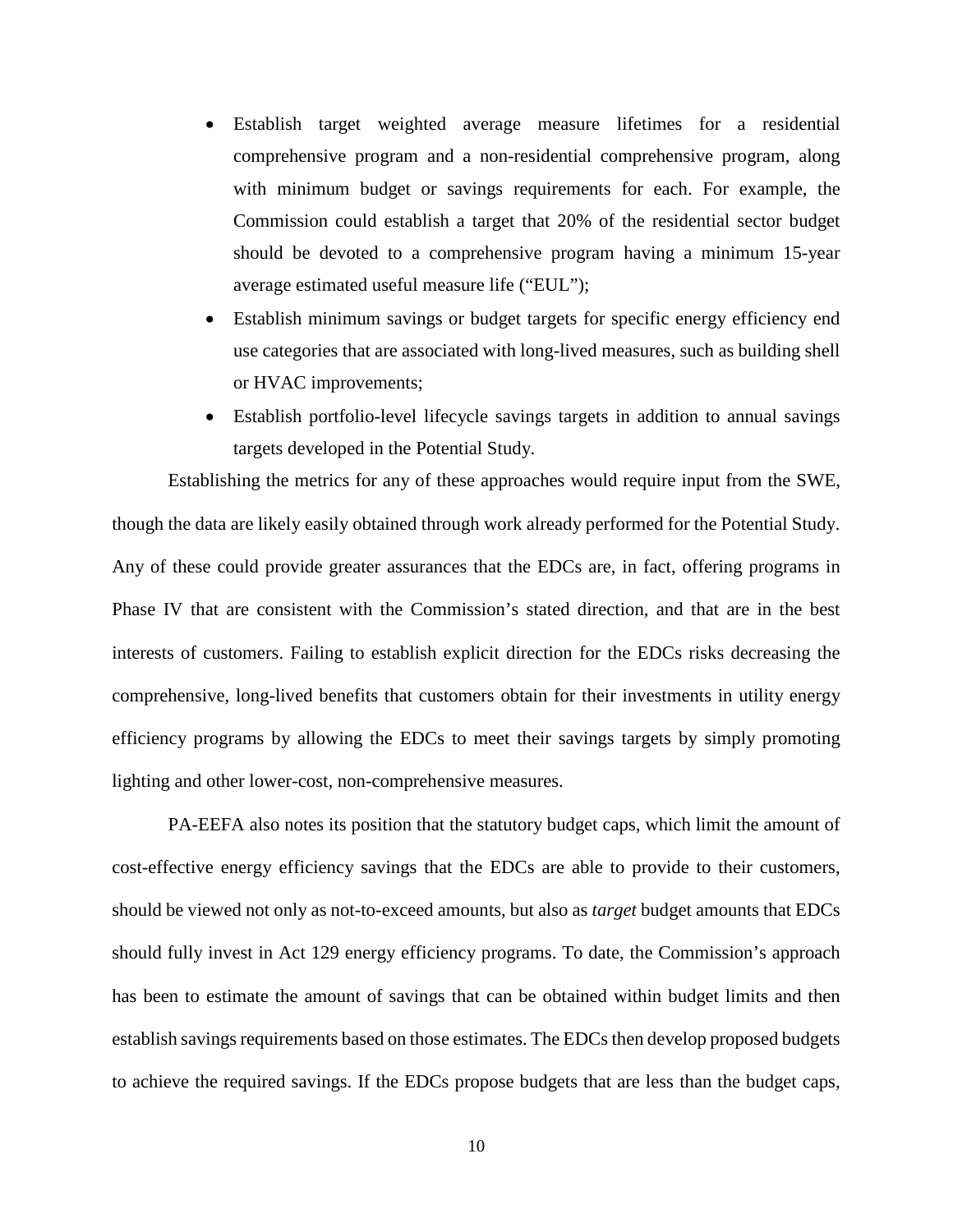- Establish target weighted average measure lifetimes for a residential comprehensive program and a non-residential comprehensive program, along with minimum budget or savings requirements for each. For example, the Commission could establish a target that 20% of the residential sector budget should be devoted to a comprehensive program having a minimum 15-year average estimated useful measure life ("EUL");
- Establish minimum savings or budget targets for specific energy efficiency end use categories that are associated with long-lived measures, such as building shell or HVAC improvements;
- Establish portfolio-level lifecycle savings targets in addition to annual savings targets developed in the Potential Study.

Establishing the metrics for any of these approaches would require input from the SWE, though the data are likely easily obtained through work already performed for the Potential Study. Any of these could provide greater assurances that the EDCs are, in fact, offering programs in Phase IV that are consistent with the Commission's stated direction, and that are in the best interests of customers. Failing to establish explicit direction for the EDCs risks decreasing the comprehensive, long-lived benefits that customers obtain for their investments in utility energy efficiency programs by allowing the EDCs to meet their savings targets by simply promoting lighting and other lower-cost, non-comprehensive measures.

PA-EEFA also notes its position that the statutory budget caps, which limit the amount of cost-effective energy efficiency savings that the EDCs are able to provide to their customers, should be viewed not only as not-to-exceed amounts, but also as *target* budget amounts that EDCs should fully invest in Act 129 energy efficiency programs. To date, the Commission's approach has been to estimate the amount of savings that can be obtained within budget limits and then establish savings requirements based on those estimates. The EDCs then develop proposed budgets to achieve the required savings. If the EDCs propose budgets that are less than the budget caps,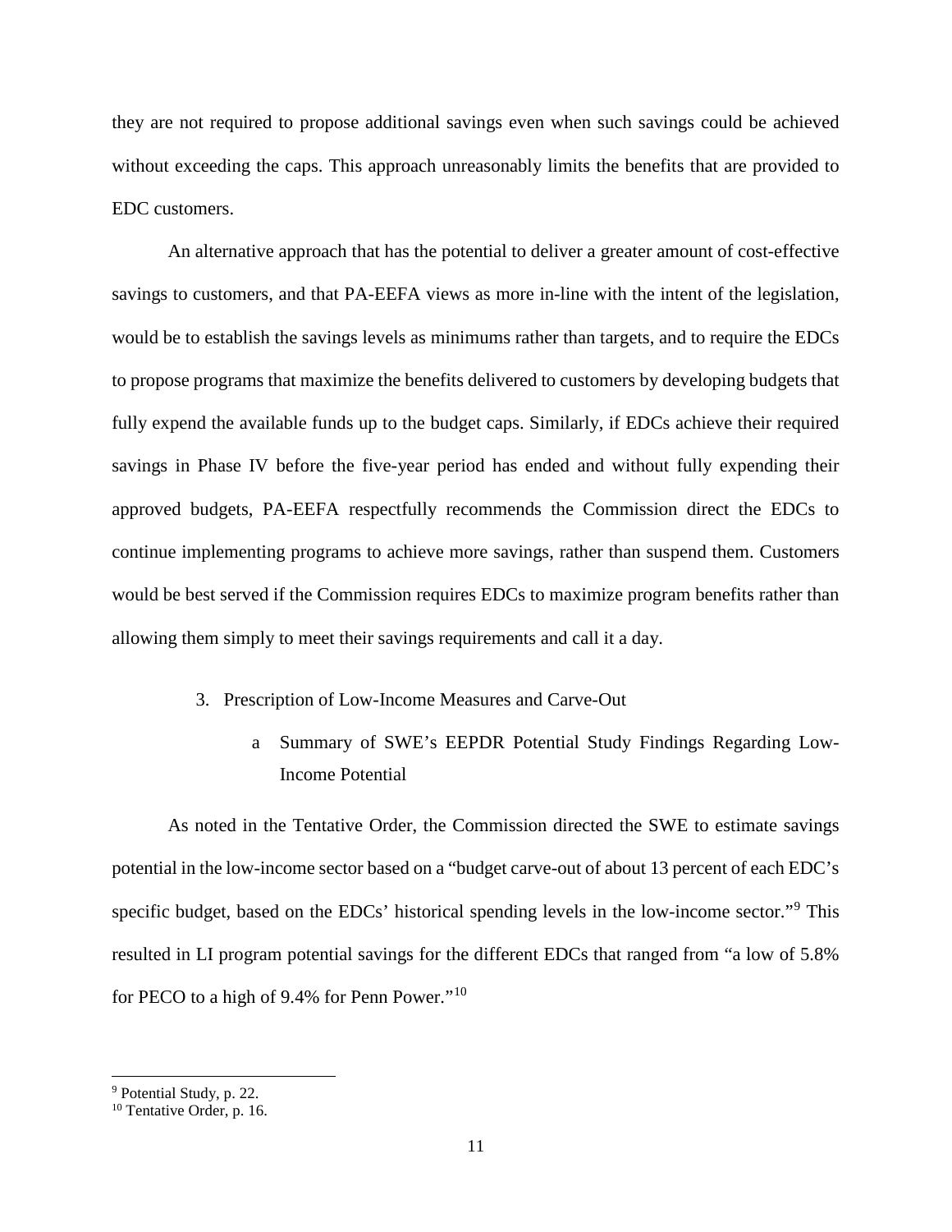they are not required to propose additional savings even when such savings could be achieved without exceeding the caps. This approach unreasonably limits the benefits that are provided to EDC customers.

An alternative approach that has the potential to deliver a greater amount of cost-effective savings to customers, and that PA-EEFA views as more in-line with the intent of the legislation, would be to establish the savings levels as minimums rather than targets, and to require the EDCs to propose programs that maximize the benefits delivered to customers by developing budgets that fully expend the available funds up to the budget caps. Similarly, if EDCs achieve their required savings in Phase IV before the five-year period has ended and without fully expending their approved budgets, PA-EEFA respectfully recommends the Commission direct the EDCs to continue implementing programs to achieve more savings, rather than suspend them. Customers would be best served if the Commission requires EDCs to maximize program benefits rather than allowing them simply to meet their savings requirements and call it a day.

### 3. Prescription of Low-Income Measures and Carve-Out

#### a Summary of SWE's EEPDR Potential Study Findings Regarding Low-Income Potential

As noted in the Tentative Order, the Commission directed the SWE to estimate savings potential in the low-income sector based on a "budget carve-out of about 13 percent of each EDC's specific budget, based on the EDCs' historical spending levels in the low-income sector."[9] This resulted in LI program potential savings for the different EDCs that ranged from "a low of 5.8% for PECO to a high of 9.4% for Penn Power."[10]

---

[9] Potential Study, p. 22.

[10] Tentative Order, p. 16.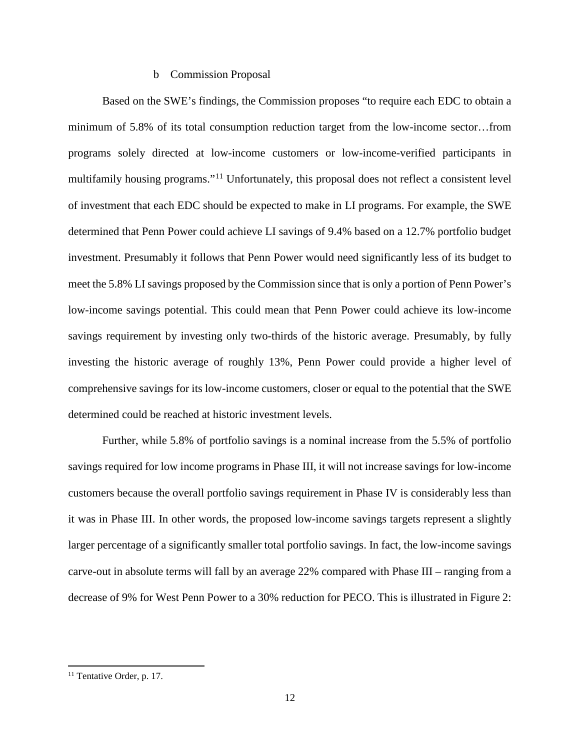### b Commission Proposal

Based on the SWE's findings, the Commission proposes "to require each EDC to obtain a minimum of 5.8% of its total consumption reduction target from the low-income sector…from programs solely directed at low-income customers or low-income-verified participants in multifamily housing programs."[11] Unfortunately, this proposal does not reflect a consistent level of investment that each EDC should be expected to make in LI programs. For example, the SWE determined that Penn Power could achieve LI savings of 9.4% based on a 12.7% portfolio budget investment. Presumably it follows that Penn Power would need significantly less of its budget to meet the 5.8% LI savings proposed by the Commission since that is only a portion of Penn Power's low-income savings potential. This could mean that Penn Power could achieve its low-income savings requirement by investing only two-thirds of the historic average. Presumably, by fully investing the historic average of roughly 13%, Penn Power could provide a higher level of comprehensive savings for its low-income customers, closer or equal to the potential that the SWE determined could be reached at historic investment levels.

Further, while 5.8% of portfolio savings is a nominal increase from the 5.5% of portfolio savings required for low income programs in Phase III, it will not increase savings for low-income customers because the overall portfolio savings requirement in Phase IV is considerably less than it was in Phase III. In other words, the proposed low-income savings targets represent a slightly larger percentage of a significantly smaller total portfolio savings. In fact, the low-income savings carve-out in absolute terms will fall by an average 22% compared with Phase III – ranging from a decrease of 9% for West Penn Power to a 30% reduction for PECO. This is illustrated in Figure 2:

[11] Tentative Order, p. 17.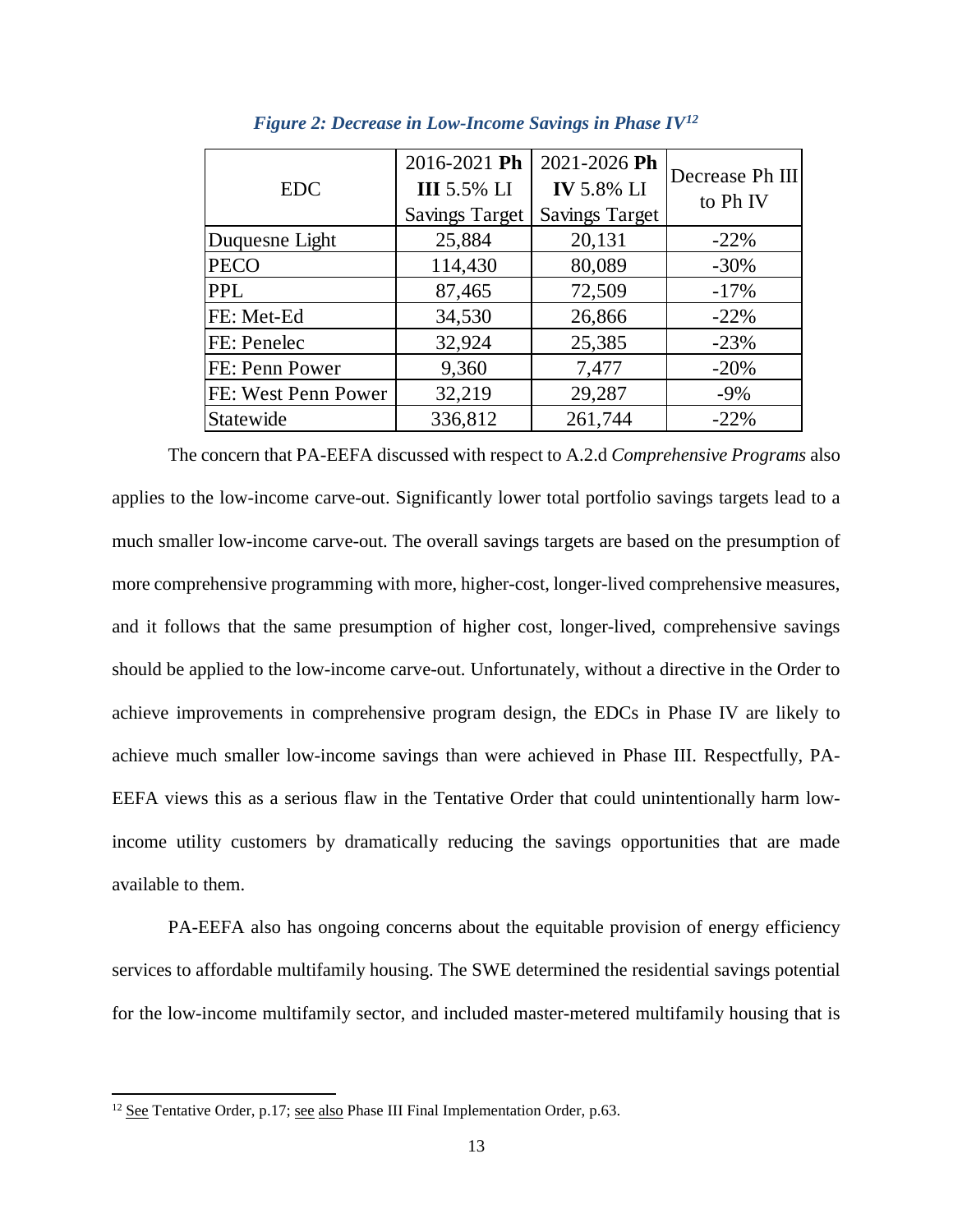*Figure 2: Decrease in Low-Income Savings in Phase IV*[12]

| EDC | 2016-2021 **Ph III** 5.5% LI Savings Target | 2021-2026 **Ph IV** 5.8% LI Savings Target | Decrease Ph III to Ph IV |
|---|---|---|---|
| Duquesne Light | 25,884 | 20,131 | -22% |
| PECO | 114,430 | 80,089 | -30% |
| PPL | 87,465 | 72,509 | -17% |
| FE: Met-Ed | 34,530 | 26,866 | -22% |
| FE: Penelec | 32,924 | 25,385 | -23% |
| FE: Penn Power | 9,360 | 7,477 | -20% |
| FE: West Penn Power | 32,219 | 29,287 | -9% |
| Statewide | 336,812 | 261,744 | -22% |

The concern that PA-EEFA discussed with respect to A.2.d *Comprehensive Programs* also applies to the low-income carve-out. Significantly lower total portfolio savings targets lead to a much smaller low-income carve-out. The overall savings targets are based on the presumption of more comprehensive programming with more, higher-cost, longer-lived comprehensive measures, and it follows that the same presumption of higher cost, longer-lived, comprehensive savings should be applied to the low-income carve-out. Unfortunately, without a directive in the Order to achieve improvements in comprehensive program design, the EDCs in Phase IV are likely to achieve much smaller low-income savings than were achieved in Phase III. Respectfully, PA-EEFA views this as a serious flaw in the Tentative Order that could unintentionally harm low-income utility customers by dramatically reducing the savings opportunities that are made available to them.

PA-EEFA also has ongoing concerns about the equitable provision of energy efficiency services to affordable multifamily housing. The SWE determined the residential savings potential for the low-income multifamily sector, and included master-metered multifamily housing that is

---

[12] See Tentative Order, p.17; see also Phase III Final Implementation Order, p.63.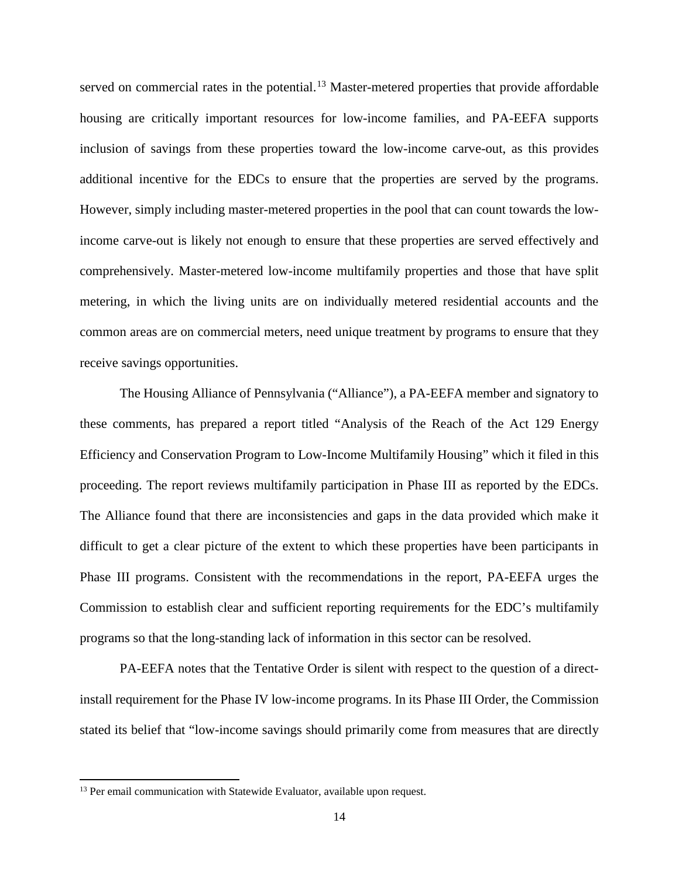served on commercial rates in the potential.[13] Master-metered properties that provide affordable housing are critically important resources for low-income families, and PA-EEFA supports inclusion of savings from these properties toward the low-income carve-out, as this provides additional incentive for the EDCs to ensure that the properties are served by the programs. However, simply including master-metered properties in the pool that can count towards the low-income carve-out is likely not enough to ensure that these properties are served effectively and comprehensively. Master-metered low-income multifamily properties and those that have split metering, in which the living units are on individually metered residential accounts and the common areas are on commercial meters, need unique treatment by programs to ensure that they receive savings opportunities.

The Housing Alliance of Pennsylvania ("Alliance"), a PA-EEFA member and signatory to these comments, has prepared a report titled "Analysis of the Reach of the Act 129 Energy Efficiency and Conservation Program to Low-Income Multifamily Housing" which it filed in this proceeding. The report reviews multifamily participation in Phase III as reported by the EDCs. The Alliance found that there are inconsistencies and gaps in the data provided which make it difficult to get a clear picture of the extent to which these properties have been participants in Phase III programs. Consistent with the recommendations in the report, PA-EEFA urges the Commission to establish clear and sufficient reporting requirements for the EDC's multifamily programs so that the long-standing lack of information in this sector can be resolved.

PA-EEFA notes that the Tentative Order is silent with respect to the question of a direct-install requirement for the Phase IV low-income programs. In its Phase III Order, the Commission stated its belief that "low-income savings should primarily come from measures that are directly

---

[13] Per email communication with Statewide Evaluator, available upon request.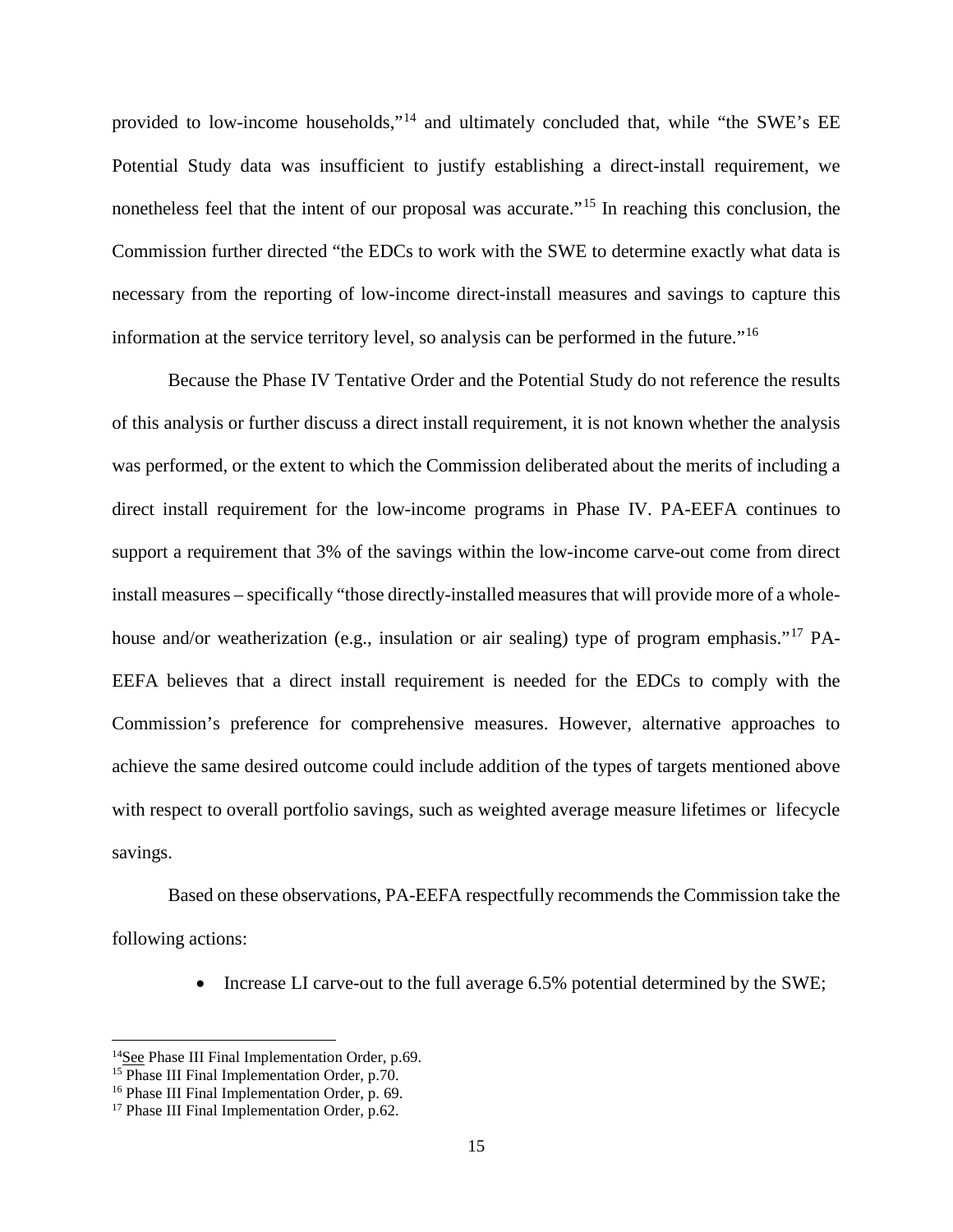provided to low-income households,"[14] and ultimately concluded that, while "the SWE's EE Potential Study data was insufficient to justify establishing a direct-install requirement, we nonetheless feel that the intent of our proposal was accurate."[15] In reaching this conclusion, the Commission further directed "the EDCs to work with the SWE to determine exactly what data is necessary from the reporting of low-income direct-install measures and savings to capture this information at the service territory level, so analysis can be performed in the future."[16]

Because the Phase IV Tentative Order and the Potential Study do not reference the results of this analysis or further discuss a direct install requirement, it is not known whether the analysis was performed, or the extent to which the Commission deliberated about the merits of including a direct install requirement for the low-income programs in Phase IV. PA-EEFA continues to support a requirement that 3% of the savings within the low-income carve-out come from direct install measures – specifically "those directly-installed measures that will provide more of a whole-house and/or weatherization (e.g., insulation or air sealing) type of program emphasis."[17] PA-EEFA believes that a direct install requirement is needed for the EDCs to comply with the Commission's preference for comprehensive measures. However, alternative approaches to achieve the same desired outcome could include addition of the types of targets mentioned above with respect to overall portfolio savings, such as weighted average measure lifetimes or lifecycle savings.

Based on these observations, PA-EEFA respectfully recommends the Commission take the following actions:

- Increase LI carve-out to the full average 6.5% potential determined by the SWE;

[14] See Phase III Final Implementation Order, p.69.
[15] Phase III Final Implementation Order, p.70.
[16] Phase III Final Implementation Order, p. 69.
[17] Phase III Final Implementation Order, p.62.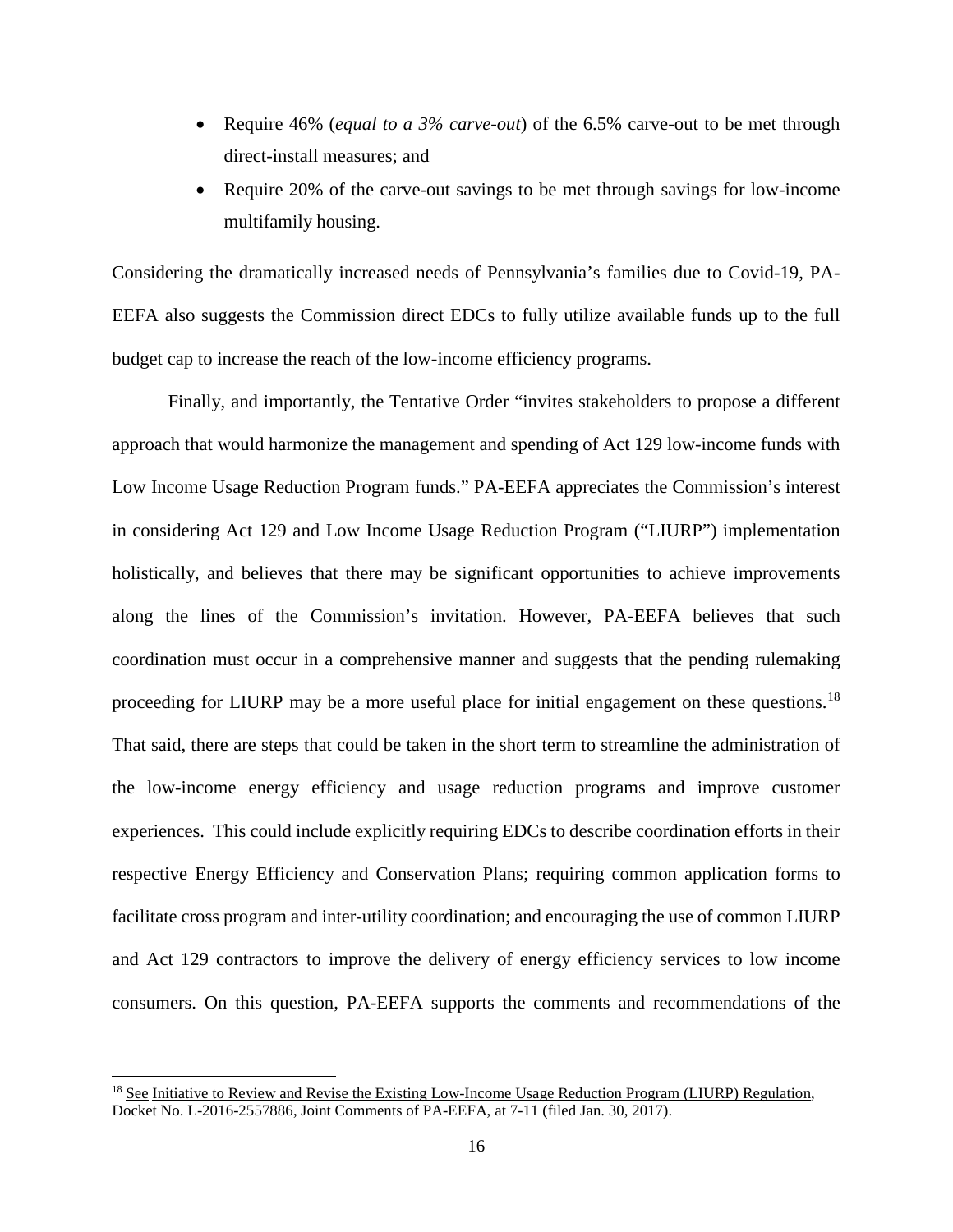- Require 46% (*equal to a 3% carve-out*) of the 6.5% carve-out to be met through direct-install measures; and
- Require 20% of the carve-out savings to be met through savings for low-income multifamily housing.

Considering the dramatically increased needs of Pennsylvania's families due to Covid-19, PA-EEFA also suggests the Commission direct EDCs to fully utilize available funds up to the full budget cap to increase the reach of the low-income efficiency programs.

Finally, and importantly, the Tentative Order "invites stakeholders to propose a different approach that would harmonize the management and spending of Act 129 low-income funds with Low Income Usage Reduction Program funds." PA-EEFA appreciates the Commission's interest in considering Act 129 and Low Income Usage Reduction Program ("LIURP") implementation holistically, and believes that there may be significant opportunities to achieve improvements along the lines of the Commission's invitation. However, PA-EEFA believes that such coordination must occur in a comprehensive manner and suggests that the pending rulemaking proceeding for LIURP may be a more useful place for initial engagement on these questions.[18] That said, there are steps that could be taken in the short term to streamline the administration of the low-income energy efficiency and usage reduction programs and improve customer experiences. This could include explicitly requiring EDCs to describe coordination efforts in their respective Energy Efficiency and Conservation Plans; requiring common application forms to facilitate cross program and inter-utility coordination; and encouraging the use of common LIURP and Act 129 contractors to improve the delivery of energy efficiency services to low income consumers. On this question, PA-EEFA supports the comments and recommendations of the

---

[18] See Initiative to Review and Revise the Existing Low-Income Usage Reduction Program (LIURP) Regulation, Docket No. L-2016-2557886, Joint Comments of PA-EEFA, at 7-11 (filed Jan. 30, 2017).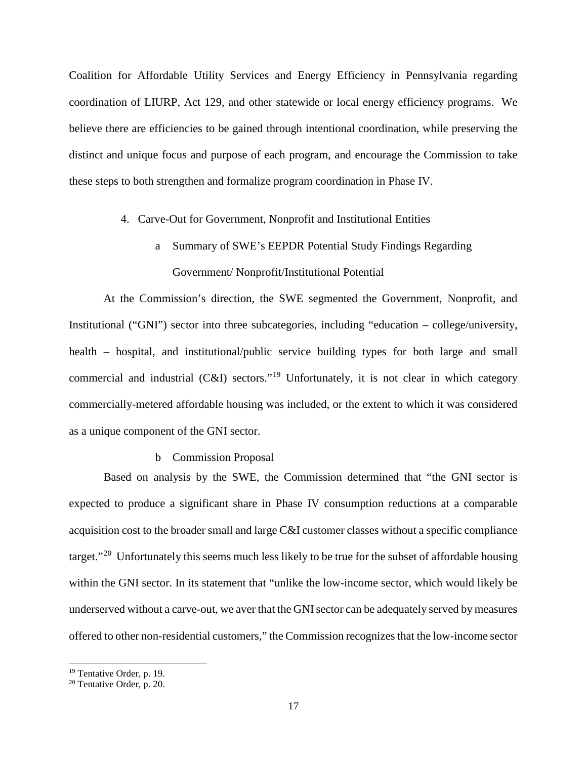Coalition for Affordable Utility Services and Energy Efficiency in Pennsylvania regarding coordination of LIURP, Act 129, and other statewide or local energy efficiency programs. We believe there are efficiencies to be gained through intentional coordination, while preserving the distinct and unique focus and purpose of each program, and encourage the Commission to take these steps to both strengthen and formalize program coordination in Phase IV.

4. Carve-Out for Government, Nonprofit and Institutional Entities

a Summary of SWE's EEPDR Potential Study Findings Regarding Government/ Nonprofit/Institutional Potential

At the Commission's direction, the SWE segmented the Government, Nonprofit, and Institutional ("GNI") sector into three subcategories, including "education – college/university, health – hospital, and institutional/public service building types for both large and small commercial and industrial (C&I) sectors."[19] Unfortunately, it is not clear in which category commercially-metered affordable housing was included, or the extent to which it was considered as a unique component of the GNI sector.

b Commission Proposal

Based on analysis by the SWE, the Commission determined that "the GNI sector is expected to produce a significant share in Phase IV consumption reductions at a comparable acquisition cost to the broader small and large C&I customer classes without a specific compliance target."[20] Unfortunately this seems much less likely to be true for the subset of affordable housing within the GNI sector. In its statement that "unlike the low-income sector, which would likely be underserved without a carve-out, we aver that the GNI sector can be adequately served by measures offered to other non-residential customers," the Commission recognizes that the low-income sector

---

[19] Tentative Order, p. 19.

[20] Tentative Order, p. 20.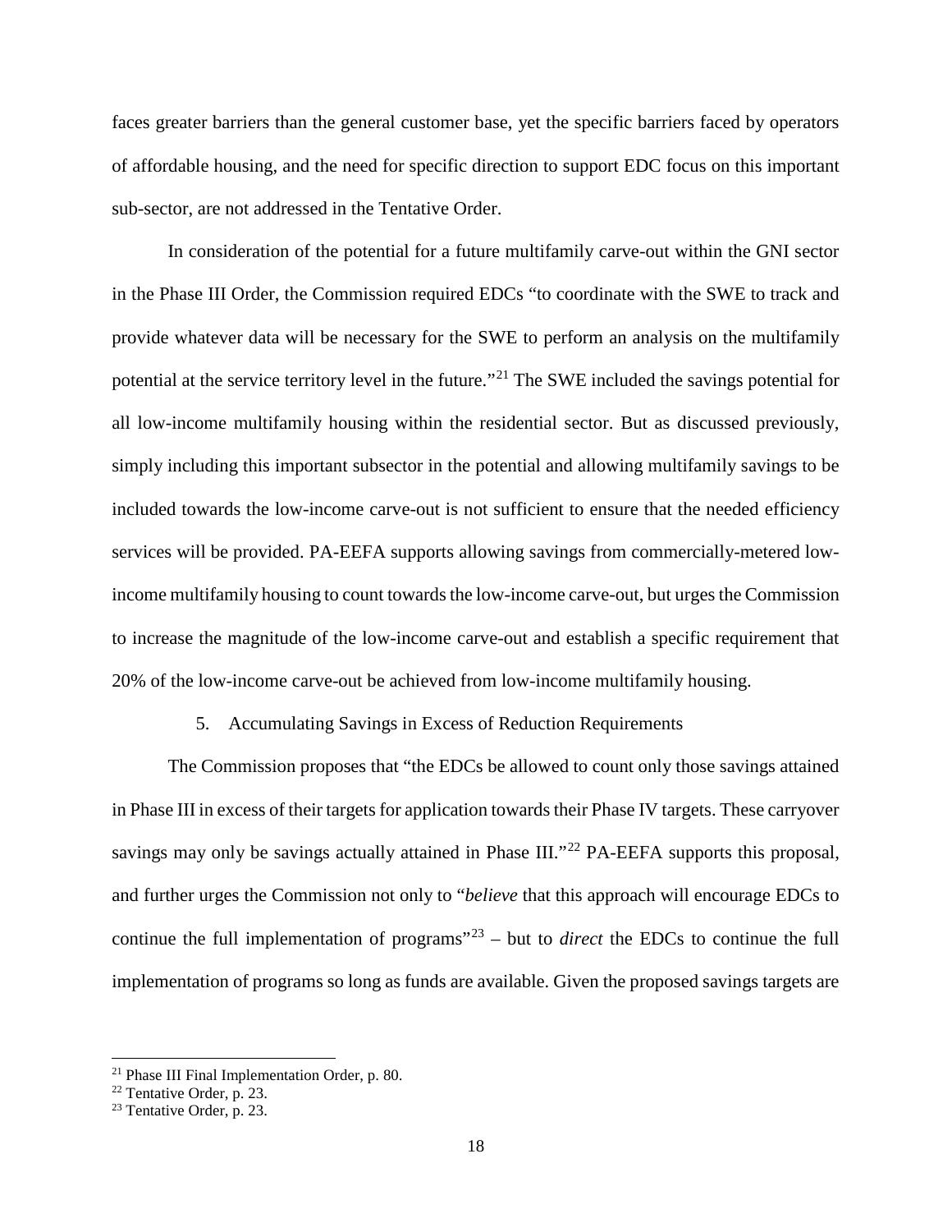faces greater barriers than the general customer base, yet the specific barriers faced by operators of affordable housing, and the need for specific direction to support EDC focus on this important sub-sector, are not addressed in the Tentative Order.

In consideration of the potential for a future multifamily carve-out within the GNI sector in the Phase III Order, the Commission required EDCs "to coordinate with the SWE to track and provide whatever data will be necessary for the SWE to perform an analysis on the multifamily potential at the service territory level in the future."[21] The SWE included the savings potential for all low-income multifamily housing within the residential sector. But as discussed previously, simply including this important subsector in the potential and allowing multifamily savings to be included towards the low-income carve-out is not sufficient to ensure that the needed efficiency services will be provided. PA-EEFA supports allowing savings from commercially-metered low-income multifamily housing to count towards the low-income carve-out, but urges the Commission to increase the magnitude of the low-income carve-out and establish a specific requirement that 20% of the low-income carve-out be achieved from low-income multifamily housing.

5. Accumulating Savings in Excess of Reduction Requirements

The Commission proposes that "the EDCs be allowed to count only those savings attained in Phase III in excess of their targets for application towards their Phase IV targets. These carryover savings may only be savings actually attained in Phase III."[22] PA-EEFA supports this proposal, and further urges the Commission not only to "*believe* that this approach will encourage EDCs to continue the full implementation of programs"[23] – but to *direct* the EDCs to continue the full implementation of programs so long as funds are available. Given the proposed savings targets are

[21] Phase III Final Implementation Order, p. 80.

[22] Tentative Order, p. 23.

[23] Tentative Order, p. 23.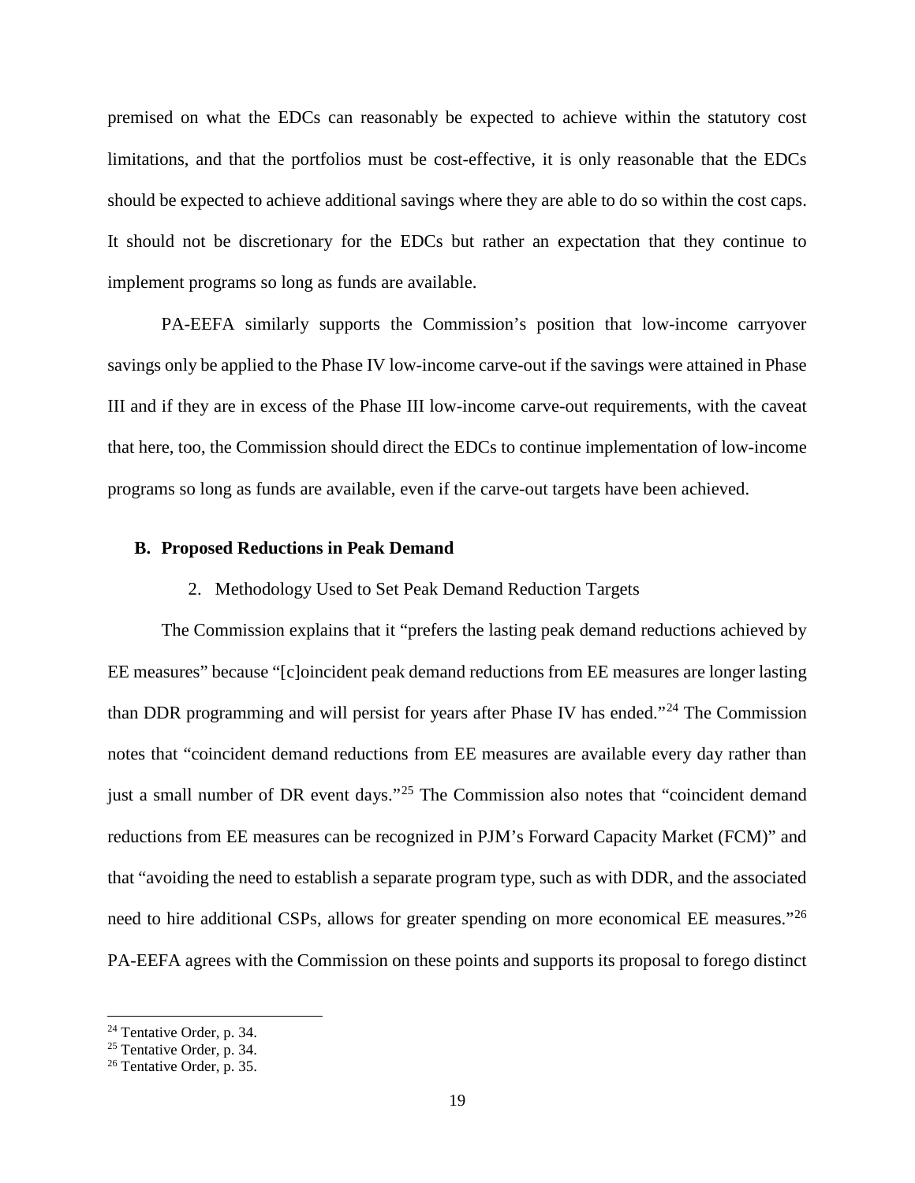premised on what the EDCs can reasonably be expected to achieve within the statutory cost limitations, and that the portfolios must be cost-effective, it is only reasonable that the EDCs should be expected to achieve additional savings where they are able to do so within the cost caps. It should not be discretionary for the EDCs but rather an expectation that they continue to implement programs so long as funds are available.

PA-EEFA similarly supports the Commission's position that low-income carryover savings only be applied to the Phase IV low-income carve-out if the savings were attained in Phase III and if they are in excess of the Phase III low-income carve-out requirements, with the caveat that here, too, the Commission should direct the EDCs to continue implementation of low-income programs so long as funds are available, even if the carve-out targets have been achieved.

### B. Proposed Reductions in Peak Demand

#### 2. Methodology Used to Set Peak Demand Reduction Targets

The Commission explains that it "prefers the lasting peak demand reductions achieved by EE measures" because "[c]oincident peak demand reductions from EE measures are longer lasting than DDR programming and will persist for years after Phase IV has ended."[24] The Commission notes that "coincident demand reductions from EE measures are available every day rather than just a small number of DR event days."[25] The Commission also notes that "coincident demand reductions from EE measures can be recognized in PJM's Forward Capacity Market (FCM)" and that "avoiding the need to establish a separate program type, such as with DDR, and the associated need to hire additional CSPs, allows for greater spending on more economical EE measures."[26] PA-EEFA agrees with the Commission on these points and supports its proposal to forego distinct

---

[24] Tentative Order, p. 34.

[25] Tentative Order, p. 34.

[26] Tentative Order, p. 35.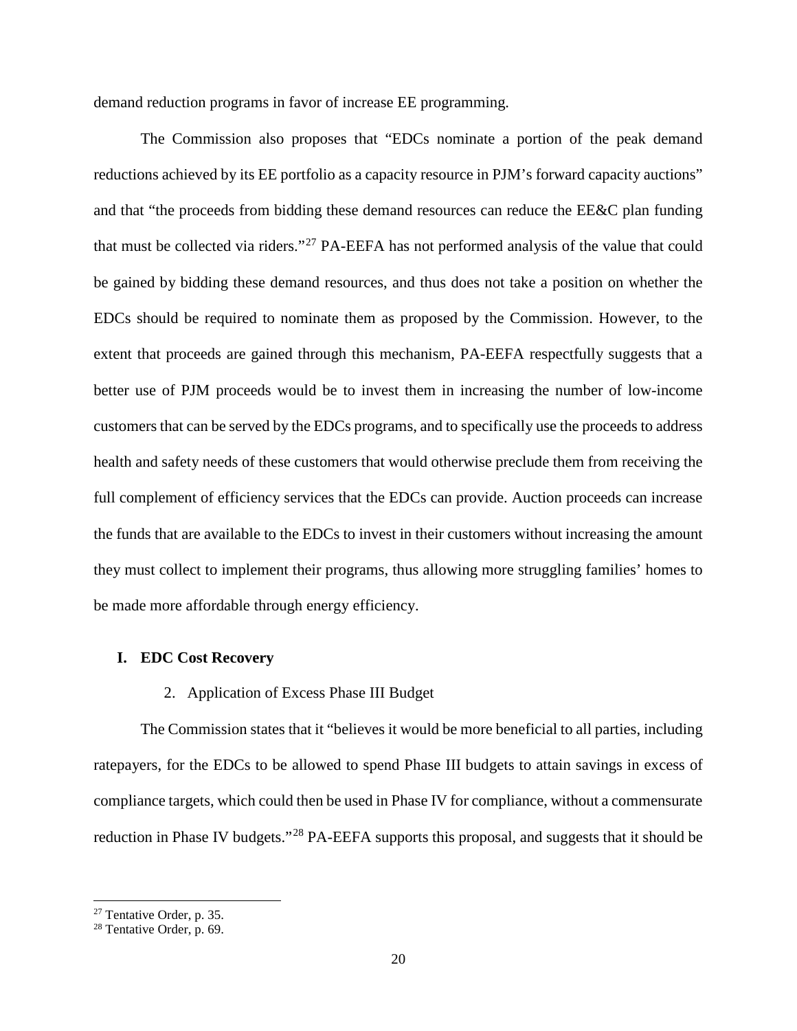demand reduction programs in favor of increase EE programming.

The Commission also proposes that "EDCs nominate a portion of the peak demand reductions achieved by its EE portfolio as a capacity resource in PJM's forward capacity auctions" and that "the proceeds from bidding these demand resources can reduce the EE&C plan funding that must be collected via riders."[27] PA-EEFA has not performed analysis of the value that could be gained by bidding these demand resources, and thus does not take a position on whether the EDCs should be required to nominate them as proposed by the Commission. However, to the extent that proceeds are gained through this mechanism, PA-EEFA respectfully suggests that a better use of PJM proceeds would be to invest them in increasing the number of low-income customers that can be served by the EDCs programs, and to specifically use the proceeds to address health and safety needs of these customers that would otherwise preclude them from receiving the full complement of efficiency services that the EDCs can provide. Auction proceeds can increase the funds that are available to the EDCs to invest in their customers without increasing the amount they must collect to implement their programs, thus allowing more struggling families' homes to be made more affordable through energy efficiency.

## I. EDC Cost Recovery

### 2. Application of Excess Phase III Budget

The Commission states that it "believes it would be more beneficial to all parties, including ratepayers, for the EDCs to be allowed to spend Phase III budgets to attain savings in excess of compliance targets, which could then be used in Phase IV for compliance, without a commensurate reduction in Phase IV budgets."[28] PA-EEFA supports this proposal, and suggests that it should be

[27] Tentative Order, p. 35.

[28] Tentative Order, p. 69.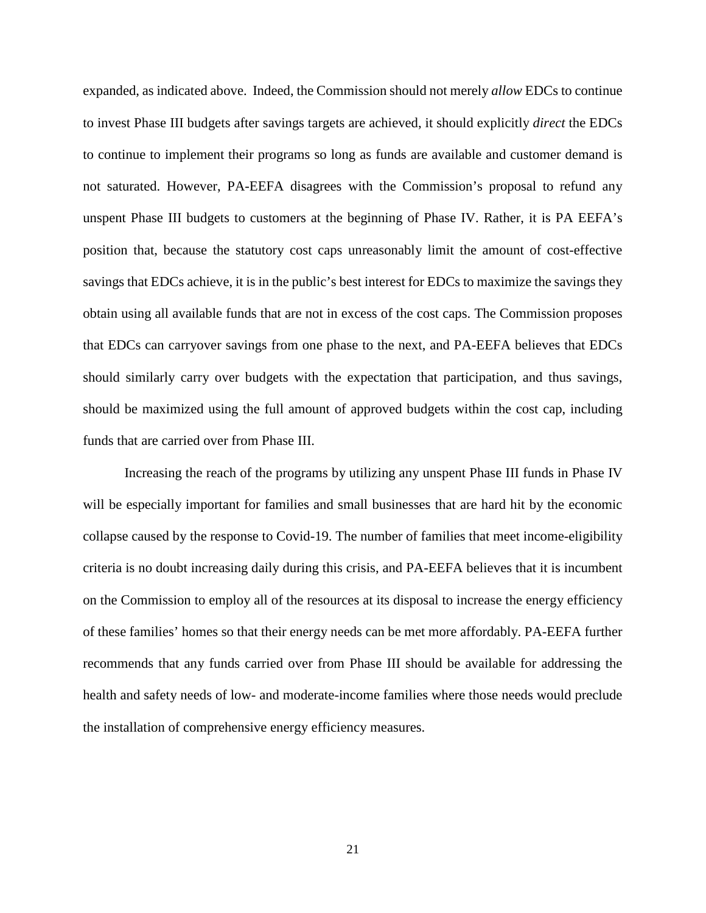expanded, as indicated above. Indeed, the Commission should not merely *allow* EDCs to continue to invest Phase III budgets after savings targets are achieved, it should explicitly *direct* the EDCs to continue to implement their programs so long as funds are available and customer demand is not saturated. However, PA-EEFA disagrees with the Commission's proposal to refund any unspent Phase III budgets to customers at the beginning of Phase IV. Rather, it is PA EEFA's position that, because the statutory cost caps unreasonably limit the amount of cost-effective savings that EDCs achieve, it is in the public's best interest for EDCs to maximize the savings they obtain using all available funds that are not in excess of the cost caps. The Commission proposes that EDCs can carryover savings from one phase to the next, and PA-EEFA believes that EDCs should similarly carry over budgets with the expectation that participation, and thus savings, should be maximized using the full amount of approved budgets within the cost cap, including funds that are carried over from Phase III.

Increasing the reach of the programs by utilizing any unspent Phase III funds in Phase IV will be especially important for families and small businesses that are hard hit by the economic collapse caused by the response to Covid-19. The number of families that meet income-eligibility criteria is no doubt increasing daily during this crisis, and PA-EEFA believes that it is incumbent on the Commission to employ all of the resources at its disposal to increase the energy efficiency of these families' homes so that their energy needs can be met more affordably. PA-EEFA further recommends that any funds carried over from Phase III should be available for addressing the health and safety needs of low- and moderate-income families where those needs would preclude the installation of comprehensive energy efficiency measures.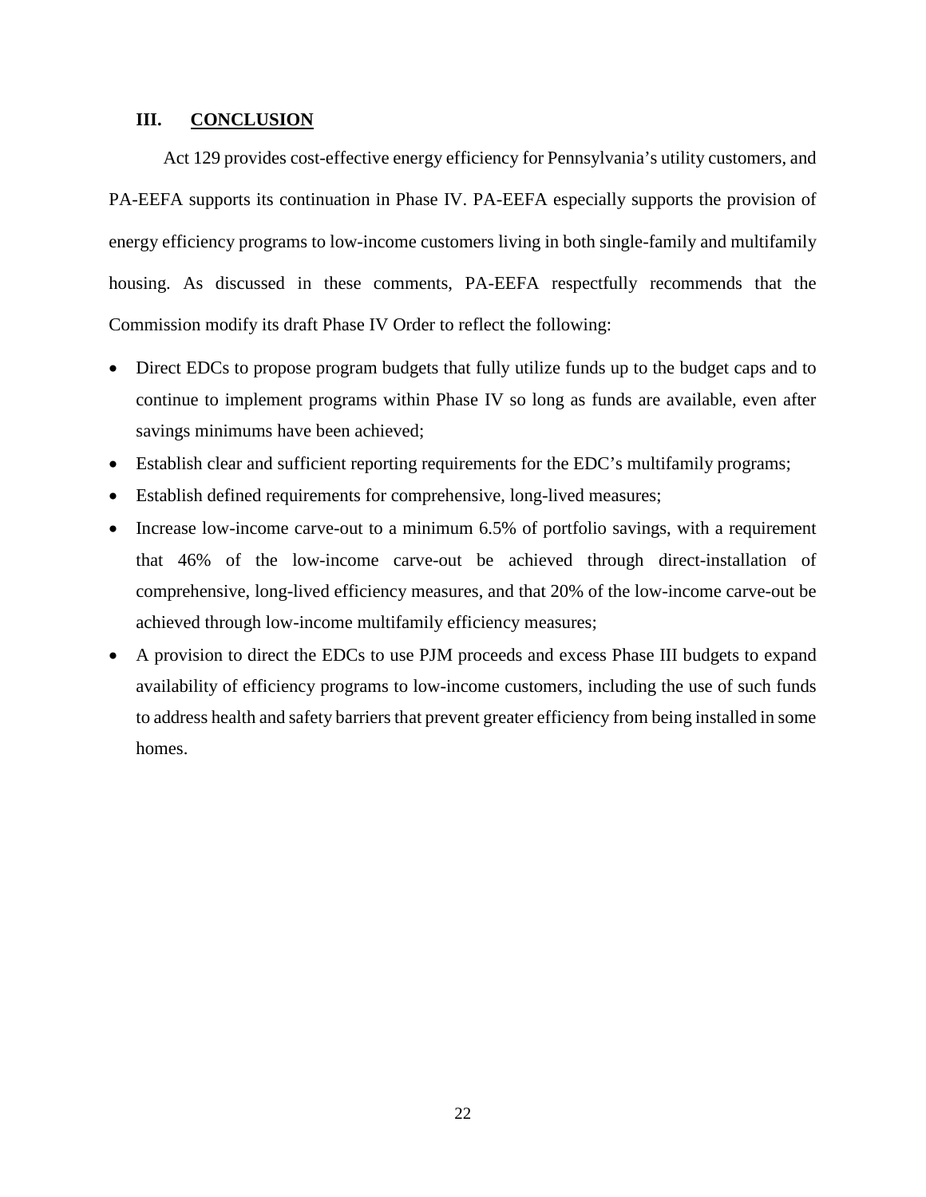## III. CONCLUSION

Act 129 provides cost-effective energy efficiency for Pennsylvania's utility customers, and PA-EEFA supports its continuation in Phase IV. PA-EEFA especially supports the provision of energy efficiency programs to low-income customers living in both single-family and multifamily housing. As discussed in these comments, PA-EEFA respectfully recommends that the Commission modify its draft Phase IV Order to reflect the following:

- Direct EDCs to propose program budgets that fully utilize funds up to the budget caps and to continue to implement programs within Phase IV so long as funds are available, even after savings minimums have been achieved;
- Establish clear and sufficient reporting requirements for the EDC's multifamily programs;
- Establish defined requirements for comprehensive, long-lived measures;
- Increase low-income carve-out to a minimum 6.5% of portfolio savings, with a requirement that 46% of the low-income carve-out be achieved through direct-installation of comprehensive, long-lived efficiency measures, and that 20% of the low-income carve-out be achieved through low-income multifamily efficiency measures;
- A provision to direct the EDCs to use PJM proceeds and excess Phase III budgets to expand availability of efficiency programs to low-income customers, including the use of such funds to address health and safety barriers that prevent greater efficiency from being installed in some homes.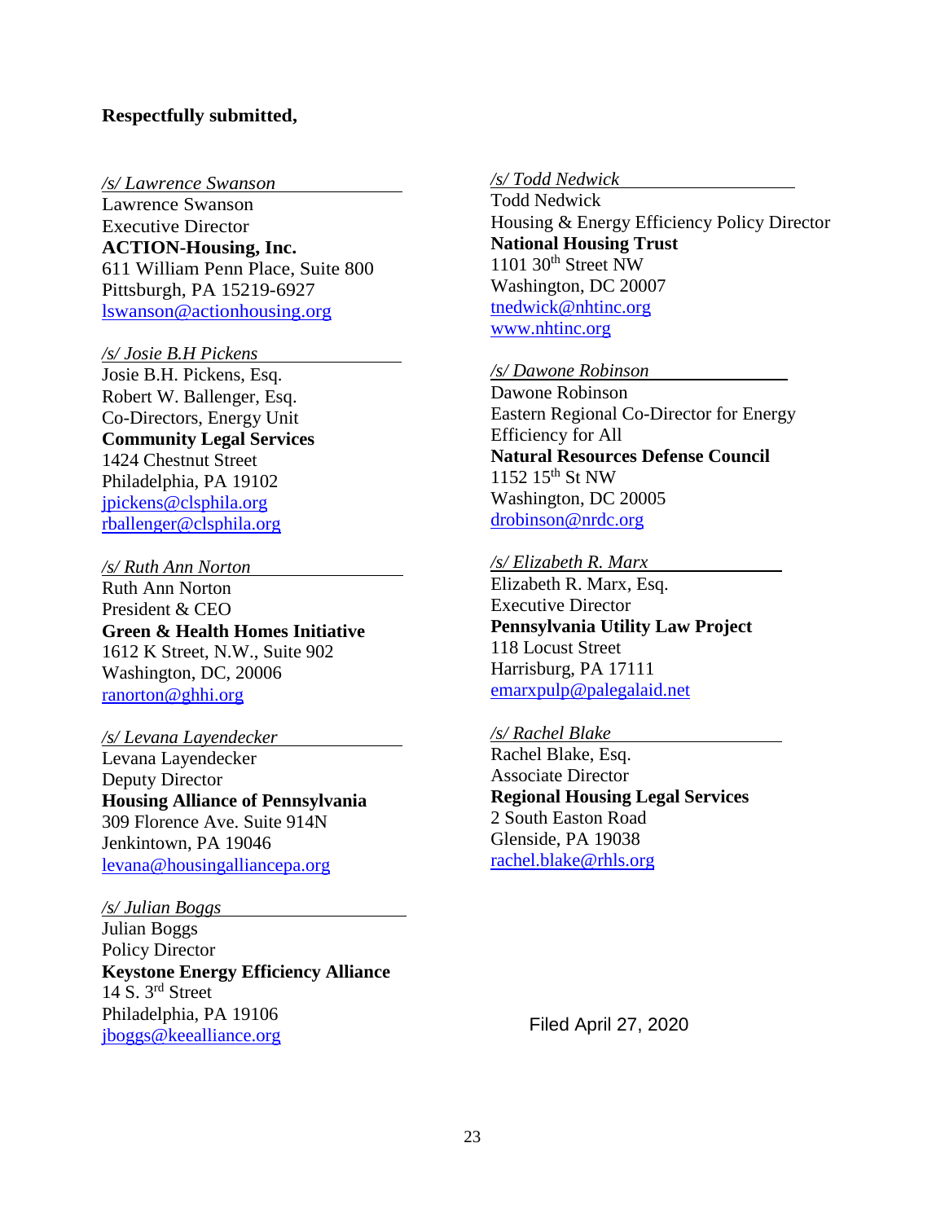**Respectfully submitted,**

*/s/ Lawrence Swanson*
Lawrence Swanson
Executive Director
**ACTION-Housing, Inc.**
611 William Penn Place, Suite 800
Pittsburgh, PA 15219-6927
lswanson@actionhousing.org

*/s/ Josie B.H Pickens*
Josie B.H. Pickens, Esq.
Robert W. Ballenger, Esq.
Co-Directors, Energy Unit
**Community Legal Services**
1424 Chestnut Street
Philadelphia, PA 19102
jpickens@clsphila.org
rballenger@clsphila.org

*/s/ Ruth Ann Norton*
Ruth Ann Norton
President & CEO
**Green & Health Homes Initiative**
1612 K Street, N.W., Suite 902
Washington, DC, 20006
ranorton@ghhi.org

*/s/ Levana Layendecker*
Levana Layendecker
Deputy Director
**Housing Alliance of Pennsylvania**
309 Florence Ave. Suite 914N
Jenkintown, PA 19046
levana@housingalliancepa.org

*/s/ Julian Boggs*
Julian Boggs
Policy Director
**Keystone Energy Efficiency Alliance**
14 S. 3rd Street
Philadelphia, PA 19106
jboggs@keealliance.org

*/s/ Todd Nedwick*
Todd Nedwick
Housing & Energy Efficiency Policy Director
**National Housing Trust**
1101 30th Street NW
Washington, DC 20007
tnedwick@nhtinc.org
www.nhtinc.org

*/s/ Dawone Robinson*
Dawone Robinson
Eastern Regional Co-Director for Energy Efficiency for All
**Natural Resources Defense Council**
1152 15th St NW
Washington, DC 20005
drobinson@nrdc.org

*/s/ Elizabeth R. Marx*
Elizabeth R. Marx, Esq.
Executive Director
**Pennsylvania Utility Law Project**
118 Locust Street
Harrisburg, PA 17111
emarxpulp@palegalaid.net

*/s/ Rachel Blake*
Rachel Blake, Esq.
Associate Director
**Regional Housing Legal Services**
2 South Easton Road
Glenside, PA 19038
rachel.blake@rhls.org

Filed April 27, 2020